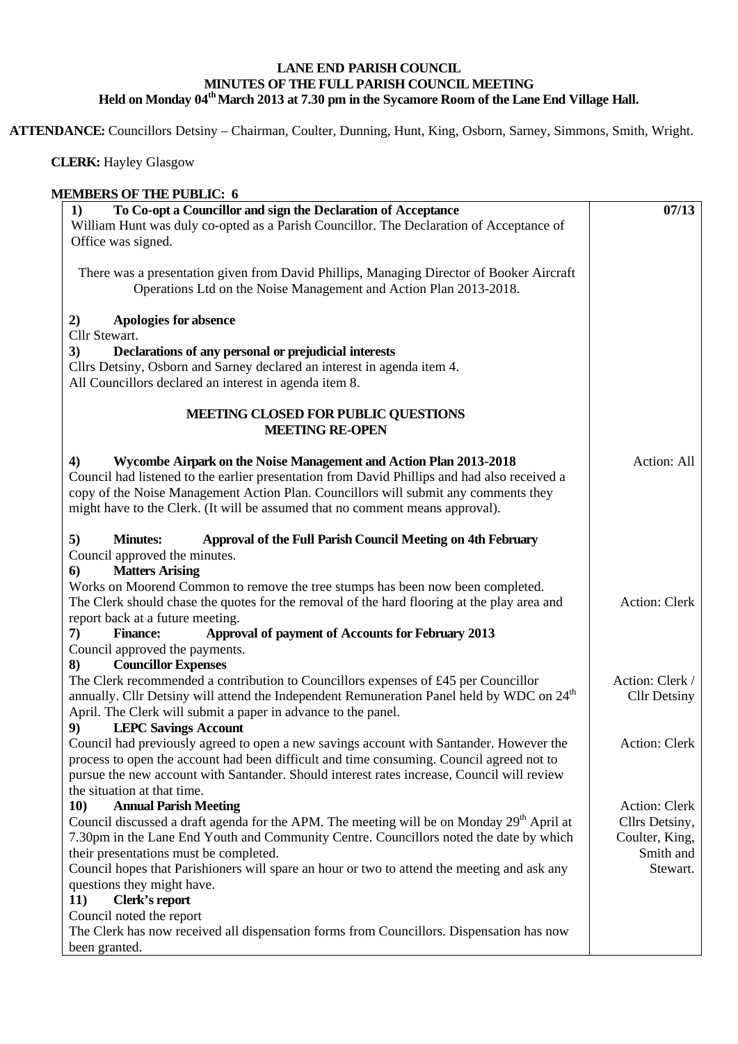# LANE END PARISH COUNCIL
## MINUTES OF THE FULL PARISH COUNCIL MEETING
### Held on Monday 04th March 2013 at 7.30 pm in the Sycamore Room of the Lane End Village Hall.

**ATTENDANCE:** Councillors Detsiny – Chairman, Coulter, Dunning, Hunt, King, Osborn, Sarney, Simmons, Smith, Wright.

**CLERK:** Hayley Glasgow

**MEMBERS OF THE PUBLIC: 6**

| | |
|---|---|
| **1) To Co-opt a Councillor and sign the Declaration of Acceptance**<br>William Hunt was duly co-opted as a Parish Councillor. The Declaration of Acceptance of Office was signed.<br><br>There was a presentation given from David Phillips, Managing Director of Booker Aircraft Operations Ltd on the Noise Management and Action Plan 2013-2018.<br><br>**2) Apologies for absence**<br>Cllr Stewart.<br>**3) Declarations of any personal or prejudicial interests**<br>Cllrs Detsiny, Osborn and Sarney declared an interest in agenda item 4.<br>All Councillors declared an interest in agenda item 8.<br><br>**MEETING CLOSED FOR PUBLIC QUESTIONS**<br>**MEETING RE-OPEN** | **07/13** |
| **4) Wycombe Airpark on the Noise Management and Action Plan 2013-2018**<br>Council had listened to the earlier presentation from David Phillips and had also received a copy of the Noise Management Action Plan. Councillors will submit any comments they might have to the Clerk. (It will be assumed that no comment means approval). | Action: All |
| **5) Minutes: Approval of the Full Parish Council Meeting on 4th February**<br>Council approved the minutes.<br>**6) Matters Arising**<br>Works on Moorend Common to remove the tree stumps has been now been completed.<br>The Clerk should chase the quotes for the removal of the hard flooring at the play area and report back at a future meeting. | Action: Clerk |
| **7) Finance: Approval of payment of Accounts for February 2013**<br>Council approved the payments. | |
| **8) Councillor Expenses**<br>The Clerk recommended a contribution to Councillors expenses of £45 per Councillor annually. Cllr Detsiny will attend the Independent Remuneration Panel held by WDC on 24th April. The Clerk will submit a paper in advance to the panel. | Action: Clerk / Cllr Detsiny |
| **9) LEPC Savings Account**<br>Council had previously agreed to open a new savings account with Santander. However the process to open the account had been difficult and time consuming. Council agreed not to pursue the new account with Santander. Should interest rates increase, Council will review the situation at that time. | Action: Clerk |
| **10) Annual Parish Meeting**<br>Council discussed a draft agenda for the APM. The meeting will be on Monday 29th April at 7.30pm in the Lane End Youth and Community Centre. Councillors noted the date by which their presentations must be completed.<br>Council hopes that Parishioners will spare an hour or two to attend the meeting and ask any questions they might have. | Action: Clerk Cllrs Detsiny, Coulter, King, Smith and Stewart. |
| **11) Clerk's report**<br>Council noted the report<br>The Clerk has now received all dispensation forms from Councillors. Dispensation has now been granted. | |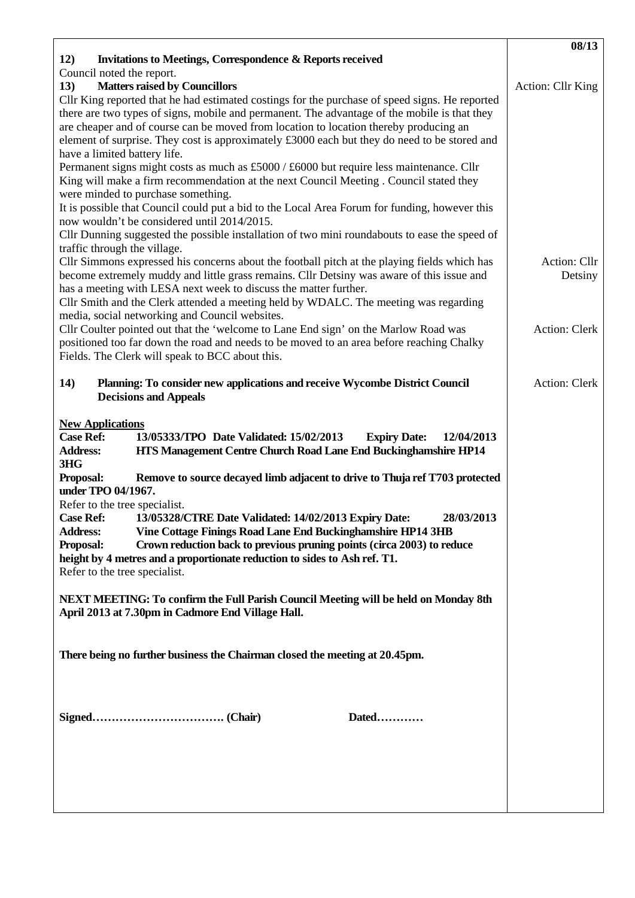**12) Invitations to Meetings, Correspondence & Reports received**

Council noted the report.

**13) Matters raised by Councillors**

Action: Cllr King

Cllr King reported that he had estimated costings for the purchase of speed signs. He reported there are two types of signs, mobile and permanent. The advantage of the mobile is that they are cheaper and of course can be moved from location to location thereby producing an element of surprise. They cost is approximately £3000 each but they do need to be stored and have a limited battery life.

Permanent signs might costs as much as £5000 / £6000 but require less maintenance. Cllr King will make a firm recommendation at the next Council Meeting . Council stated they were minded to purchase something.

It is possible that Council could put a bid to the Local Area Forum for funding, however this now wouldn't be considered until 2014/2015.

Cllr Dunning suggested the possible installation of two mini roundabouts to ease the speed of traffic through the village.

Cllr Simmons expressed his concerns about the football pitch at the playing fields which has become extremely muddy and little grass remains. Cllr Detsiny was aware of this issue and has a meeting with LESA next week to discuss the matter further.

Action: Cllr Detsiny

Cllr Smith and the Clerk attended a meeting held by WDALC. The meeting was regarding media, social networking and Council websites.

Cllr Coulter pointed out that the 'welcome to Lane End sign' on the Marlow Road was positioned too far down the road and needs to be moved to an area before reaching Chalky Fields. The Clerk will speak to BCC about this.

Action: Clerk

**14) Planning: To consider new applications and receive Wycombe District Council Decisions and Appeals**

Action: Clerk

**New Applications**

**Case Ref:** **13/05333/TPO Date Validated: 15/02/2013 Expiry Date: 12/04/2013**
**Address:** **HTS Management Centre Church Road Lane End Buckinghamshire HP14 3HG**
**Proposal:** **Remove to source decayed limb adjacent to drive to Thuja ref T703 protected under TPO 04/1967.**

Refer to the tree specialist.

**Case Ref:** **13/05328/CTRE Date Validated: 14/02/2013 Expiry Date: 28/03/2013**
**Address:** **Vine Cottage Finings Road Lane End Buckinghamshire HP14 3HB**
**Proposal:** **Crown reduction back to previous pruning points (circa 2003) to reduce height by 4 metres and a proportionate reduction to sides to Ash ref. T1.**

Refer to the tree specialist.

**NEXT MEETING: To confirm the Full Parish Council Meeting will be held on Monday 8th April 2013 at 7.30pm in Cadmore End Village Hall.**

**There being no further business the Chairman closed the meeting at 20.45pm.**

**Signed……………………………. (Chair)** **Dated…………**